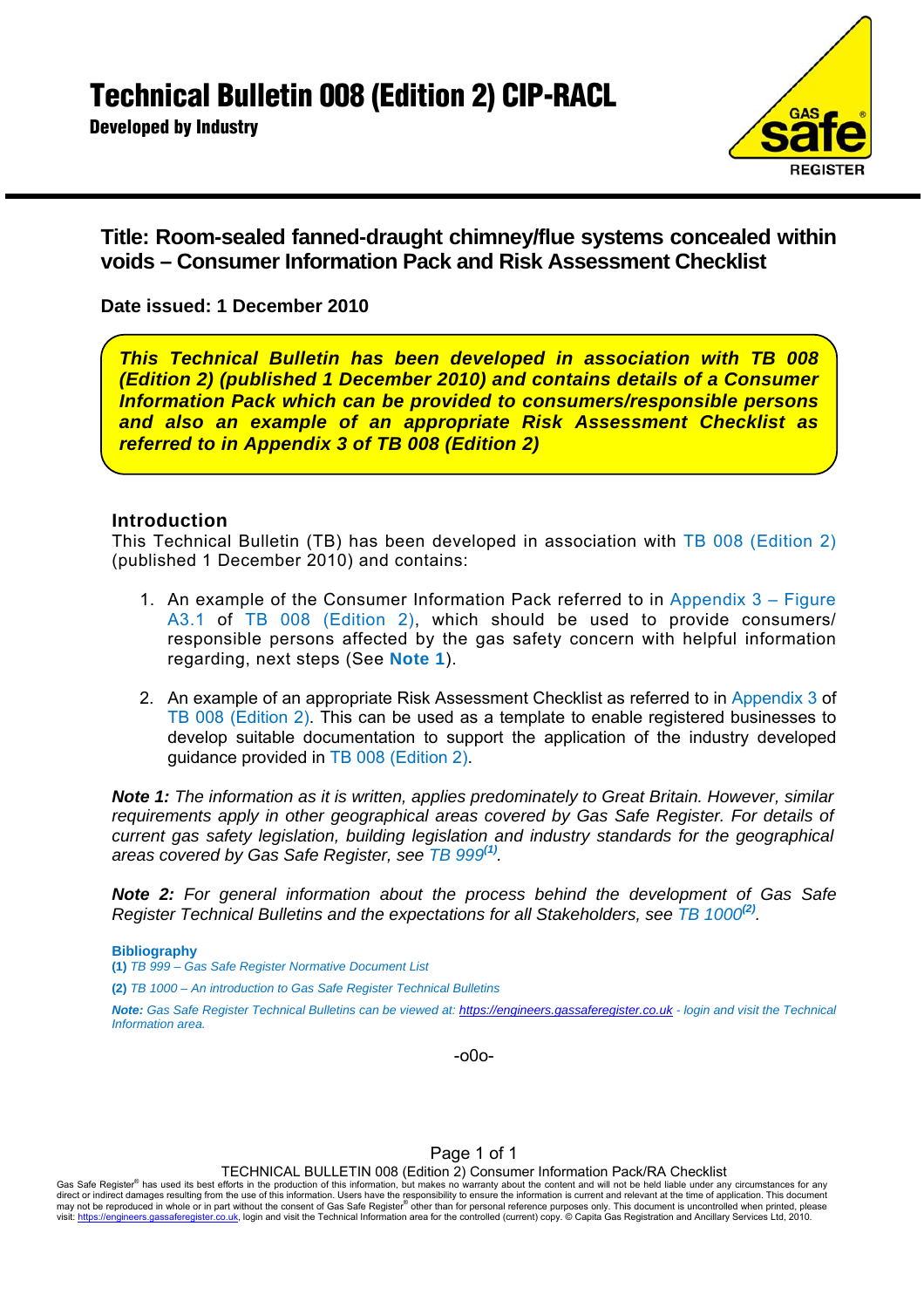# Technical Bulletin 008 (Edition 2) CIP-RACL

**Developed by Industry**

## Title: Room-sealed fanned-draught chimney/flue systems concealed within voids – Consumer Information Pack and Risk Assessment Checklist

**Date issued: 1 December 2010**

***This Technical Bulletin has been developed in association with TB 008 (Edition 2) (published 1 December 2010) and contains details of a Consumer Information Pack which can be provided to consumers/responsible persons and also an example of an appropriate Risk Assessment Checklist as referred to in Appendix 3 of TB 008 (Edition 2)***

### Introduction

This Technical Bulletin (TB) has been developed in association with TB 008 (Edition 2) (published 1 December 2010) and contains:

1. An example of the Consumer Information Pack referred to in Appendix 3 – Figure A3.1 of TB 008 (Edition 2), which should be used to provide consumers/ responsible persons affected by the gas safety concern with helpful information regarding, next steps (See **Note 1**).

2. An example of an appropriate Risk Assessment Checklist as referred to in Appendix 3 of TB 008 (Edition 2). This can be used as a template to enable registered businesses to develop suitable documentation to support the application of the industry developed guidance provided in TB 008 (Edition 2).

***Note 1:*** *The information as it is written, applies predominately to Great Britain. However, similar requirements apply in other geographical areas covered by Gas Safe Register. For details of current gas safety legislation, building legislation and industry standards for the geographical areas covered by Gas Safe Register, see TB 999*[(1)]*.*

***Note 2:*** *For general information about the process behind the development of Gas Safe Register Technical Bulletins and the expectations for all Stakeholders, see TB 1000*[(2)]*.*

**Bibliography**

**(1)** *TB 999 – Gas Safe Register Normative Document List*

**(2)** *TB 1000 – An introduction to Gas Safe Register Technical Bulletins*

***Note:*** *Gas Safe Register Technical Bulletins can be viewed at: https://engineers.gassaferegister.co.uk - login and visit the Technical Information area.*

-o0o-

Gas Safe Register® has used its best efforts in the production of this information, but makes no warranty about the content and will not be held liable under any circumstances for any direct or indirect damages resulting from the use of this information. Users have the responsibility to ensure the information is current and relevant at the time of application. This document may not be reproduced in whole or in part without the consent of Gas Safe Register® other than for personal reference purposes only. This document is uncontrolled when printed, please visit: https://engineers.gassaferegister.co.uk, login and visit the Technical Information area for the controlled (current) copy. © Capita Gas Registration and Ancillary Services Ltd, 2010.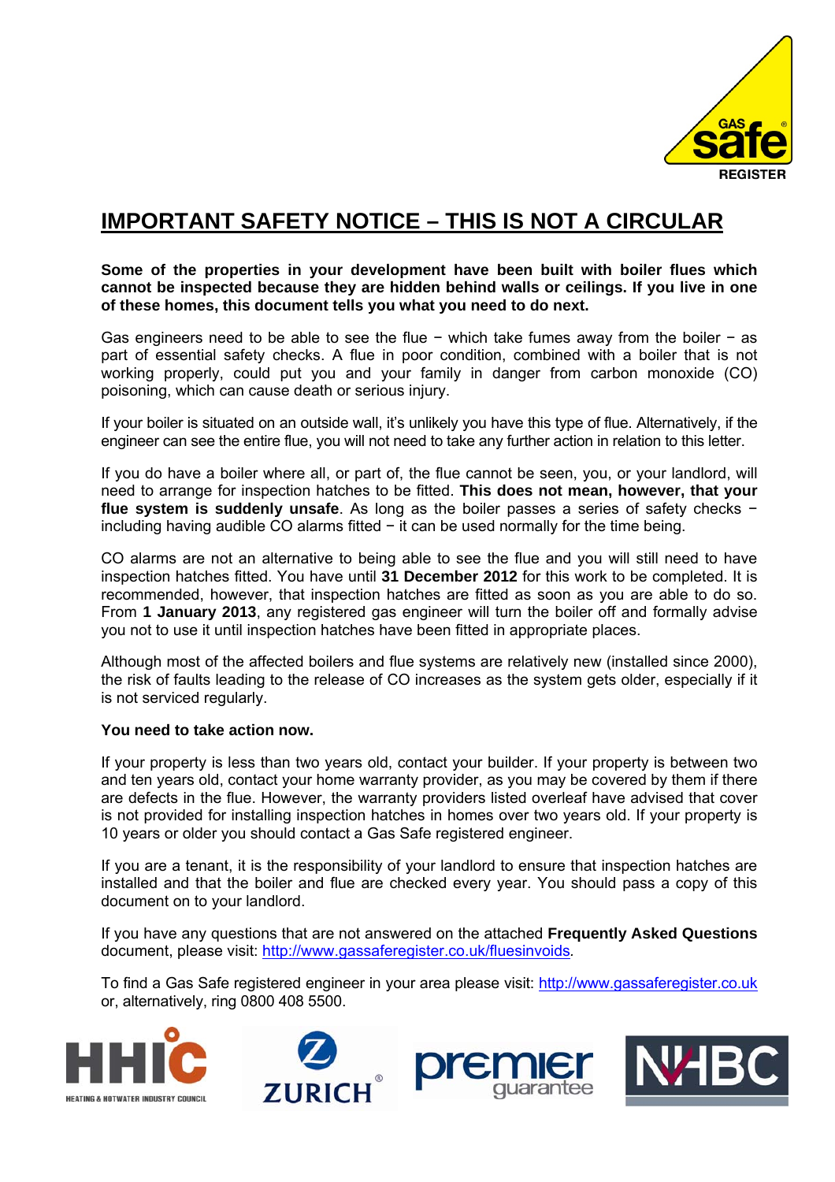# IMPORTANT SAFETY NOTICE – THIS IS NOT A CIRCULAR

**Some of the properties in your development have been built with boiler flues which cannot be inspected because they are hidden behind walls or ceilings. If you live in one of these homes, this document tells you what you need to do next.**

Gas engineers need to be able to see the flue − which take fumes away from the boiler − as part of essential safety checks. A flue in poor condition, combined with a boiler that is not working properly, could put you and your family in danger from carbon monoxide (CO) poisoning, which can cause death or serious injury.

If your boiler is situated on an outside wall, it's unlikely you have this type of flue. Alternatively, if the engineer can see the entire flue, you will not need to take any further action in relation to this letter.

If you do have a boiler where all, or part of, the flue cannot be seen, you, or your landlord, will need to arrange for inspection hatches to be fitted. **This does not mean, however, that your flue system is suddenly unsafe**. As long as the boiler passes a series of safety checks − including having audible CO alarms fitted − it can be used normally for the time being.

CO alarms are not an alternative to being able to see the flue and you will still need to have inspection hatches fitted. You have until **31 December 2012** for this work to be completed. It is recommended, however, that inspection hatches are fitted as soon as you are able to do so. From **1 January 2013**, any registered gas engineer will turn the boiler off and formally advise you not to use it until inspection hatches have been fitted in appropriate places.

Although most of the affected boilers and flue systems are relatively new (installed since 2000), the risk of faults leading to the release of CO increases as the system gets older, especially if it is not serviced regularly.

**You need to take action now.**

If your property is less than two years old, contact your builder. If your property is between two and ten years old, contact your home warranty provider, as you may be covered by them if there are defects in the flue. However, the warranty providers listed overleaf have advised that cover is not provided for installing inspection hatches in homes over two years old. If your property is 10 years or older you should contact a Gas Safe registered engineer.

If you are a tenant, it is the responsibility of your landlord to ensure that inspection hatches are installed and that the boiler and flue are checked every year. You should pass a copy of this document on to your landlord.

If you have any questions that are not answered on the attached **Frequently Asked Questions** document, please visit: http://www.gassaferegister.co.uk/fluesinvoids.

To find a Gas Safe registered engineer in your area please visit: http://www.gassaferegister.co.uk or, alternatively, ring 0800 408 5500.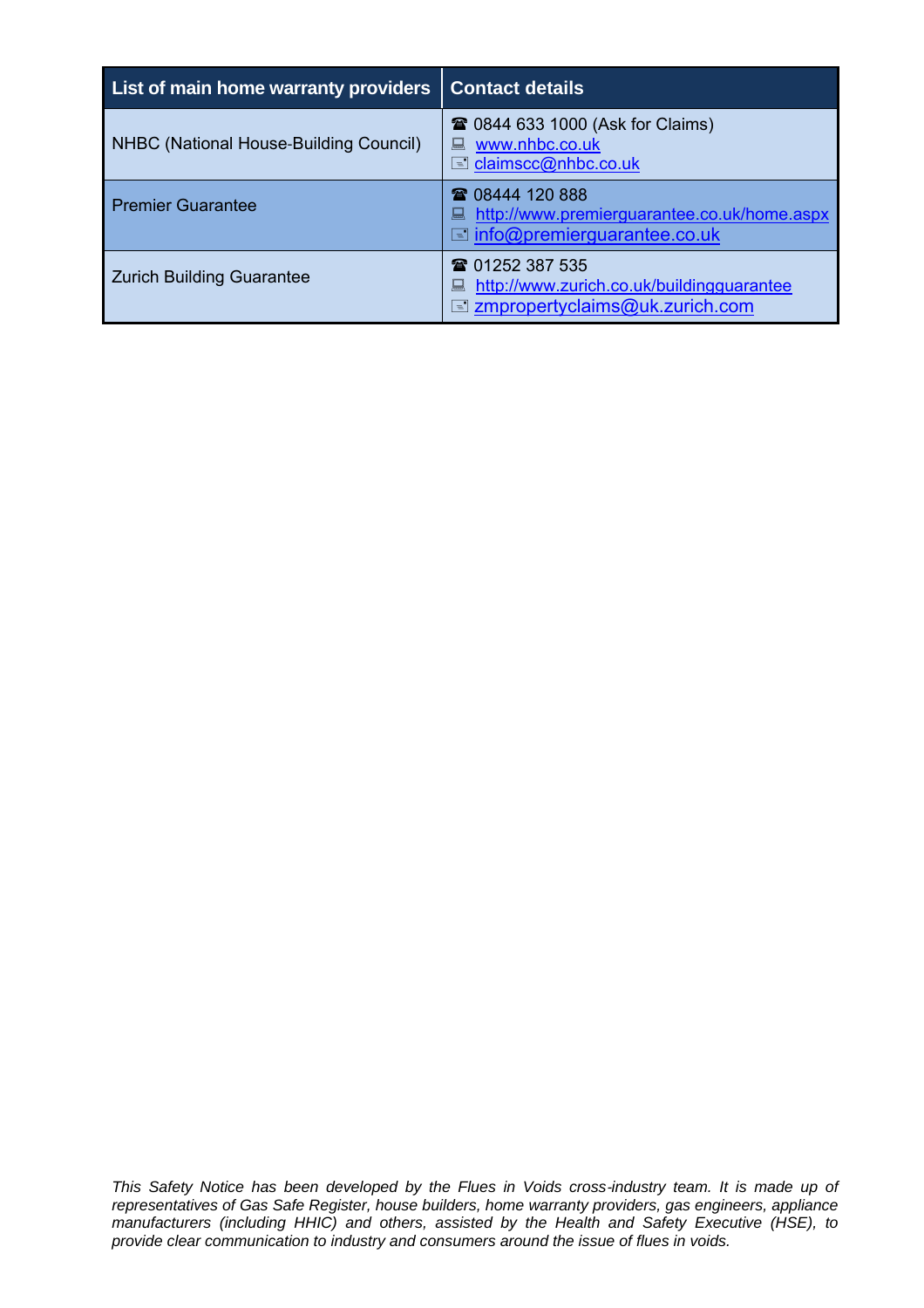| List of main home warranty providers | Contact details |
|---|---|
| NHBC (National House-Building Council) | ☎ 0844 633 1000 (Ask for Claims)<br>www.nhbc.co.uk<br>claimscc@nhbc.co.uk |
| Premier Guarantee | ☎ 08444 120 888<br>http://www.premierguarantee.co.uk/home.aspx<br>info@premierguarantee.co.uk |
| Zurich Building Guarantee | ☎ 01252 387 535<br>http://www.zurich.co.uk/buildingguarantee<br>zmpropertyclaims@uk.zurich.com |

*This Safety Notice has been developed by the Flues in Voids cross-industry team. It is made up of representatives of Gas Safe Register, house builders, home warranty providers, gas engineers, appliance manufacturers (including HHIC) and others, assisted by the Health and Safety Executive (HSE), to provide clear communication to industry and consumers around the issue of flues in voids.*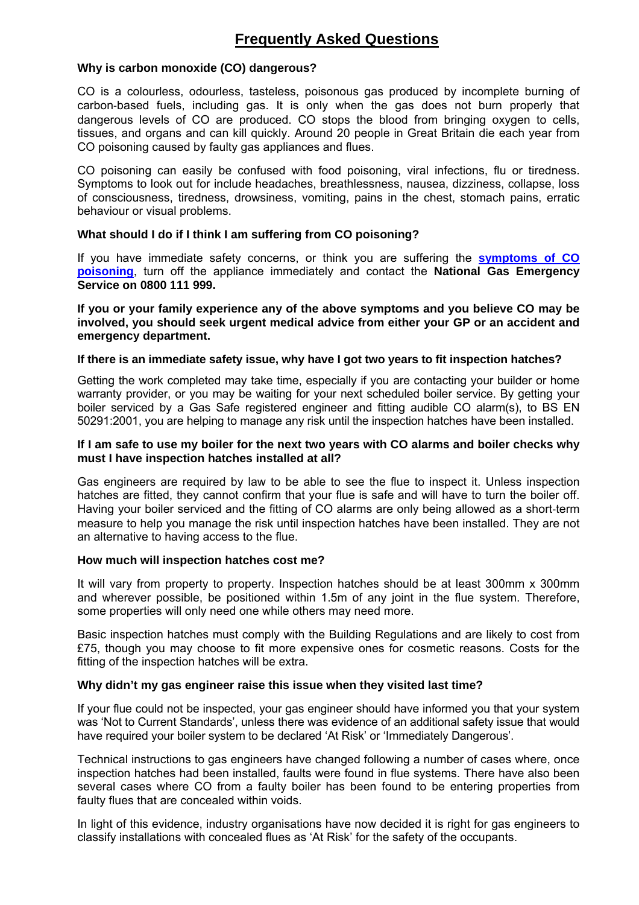# Frequently Asked Questions

**Why is carbon monoxide (CO) dangerous?**

CO is a colourless, odourless, tasteless, poisonous gas produced by incomplete burning of carbon-based fuels, including gas. It is only when the gas does not burn properly that dangerous levels of CO are produced. CO stops the blood from bringing oxygen to cells, tissues, and organs and can kill quickly. Around 20 people in Great Britain die each year from CO poisoning caused by faulty gas appliances and flues.

CO poisoning can easily be confused with food poisoning, viral infections, flu or tiredness. Symptoms to look out for include headaches, breathlessness, nausea, dizziness, collapse, loss of consciousness, tiredness, drowsiness, vomiting, pains in the chest, stomach pains, erratic behaviour or visual problems.

**What should I do if I think I am suffering from CO poisoning?**

If you have immediate safety concerns, or think you are suffering the **symptoms of CO poisoning**, turn off the appliance immediately and contact the **National Gas Emergency Service on 0800 111 999.**

**If you or your family experience any of the above symptoms and you believe CO may be involved, you should seek urgent medical advice from either your GP or an accident and emergency department.**

**If there is an immediate safety issue, why have I got two years to fit inspection hatches?**

Getting the work completed may take time, especially if you are contacting your builder or home warranty provider, or you may be waiting for your next scheduled boiler service. By getting your boiler serviced by a Gas Safe registered engineer and fitting audible CO alarm(s), to BS EN 50291:2001, you are helping to manage any risk until the inspection hatches have been installed.

**If I am safe to use my boiler for the next two years with CO alarms and boiler checks why must I have inspection hatches installed at all?**

Gas engineers are required by law to be able to see the flue to inspect it. Unless inspection hatches are fitted, they cannot confirm that your flue is safe and will have to turn the boiler off. Having your boiler serviced and the fitting of CO alarms are only being allowed as a short-term measure to help you manage the risk until inspection hatches have been installed. They are not an alternative to having access to the flue.

**How much will inspection hatches cost me?**

It will vary from property to property. Inspection hatches should be at least 300mm x 300mm and wherever possible, be positioned within 1.5m of any joint in the flue system. Therefore, some properties will only need one while others may need more.

Basic inspection hatches must comply with the Building Regulations and are likely to cost from £75, though you may choose to fit more expensive ones for cosmetic reasons. Costs for the fitting of the inspection hatches will be extra.

**Why didn't my gas engineer raise this issue when they visited last time?**

If your flue could not be inspected, your gas engineer should have informed you that your system was 'Not to Current Standards', unless there was evidence of an additional safety issue that would have required your boiler system to be declared 'At Risk' or 'Immediately Dangerous'.

Technical instructions to gas engineers have changed following a number of cases where, once inspection hatches had been installed, faults were found in flue systems. There have also been several cases where CO from a faulty boiler has been found to be entering properties from faulty flues that are concealed within voids.

In light of this evidence, industry organisations have now decided it is right for gas engineers to classify installations with concealed flues as 'At Risk' for the safety of the occupants.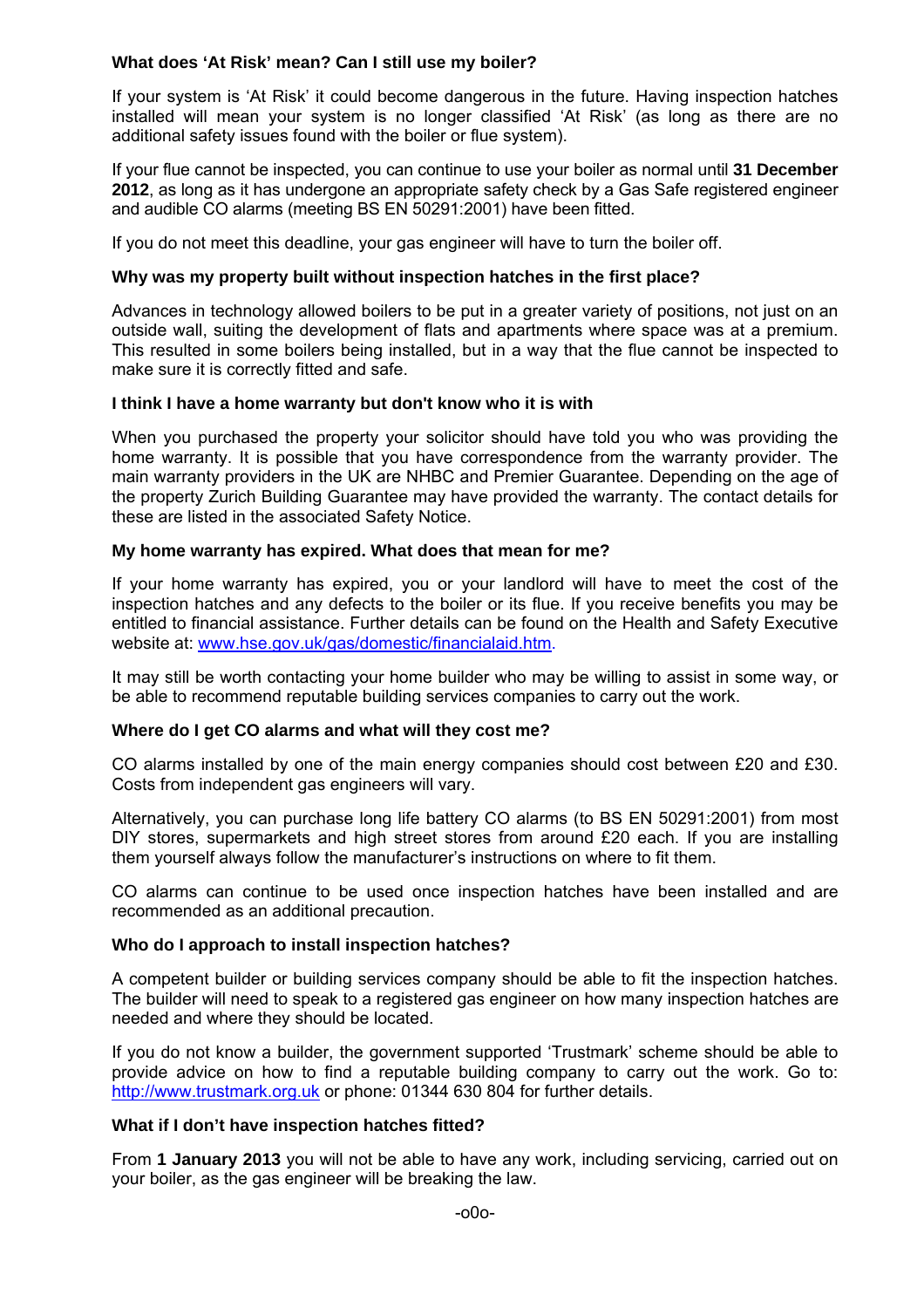### What does 'At Risk' mean? Can I still use my boiler?

If your system is 'At Risk' it could become dangerous in the future. Having inspection hatches installed will mean your system is no longer classified 'At Risk' (as long as there are no additional safety issues found with the boiler or flue system).

If your flue cannot be inspected, you can continue to use your boiler as normal until **31 December 2012**, as long as it has undergone an appropriate safety check by a Gas Safe registered engineer and audible CO alarms (meeting BS EN 50291:2001) have been fitted.

If you do not meet this deadline, your gas engineer will have to turn the boiler off.

### Why was my property built without inspection hatches in the first place?

Advances in technology allowed boilers to be put in a greater variety of positions, not just on an outside wall, suiting the development of flats and apartments where space was at a premium. This resulted in some boilers being installed, but in a way that the flue cannot be inspected to make sure it is correctly fitted and safe.

### I think I have a home warranty but don't know who it is with

When you purchased the property your solicitor should have told you who was providing the home warranty. It is possible that you have correspondence from the warranty provider. The main warranty providers in the UK are NHBC and Premier Guarantee. Depending on the age of the property Zurich Building Guarantee may have provided the warranty. The contact details for these are listed in the associated Safety Notice.

### My home warranty has expired. What does that mean for me?

If your home warranty has expired, you or your landlord will have to meet the cost of the inspection hatches and any defects to the boiler or its flue. If you receive benefits you may be entitled to financial assistance. Further details can be found on the Health and Safety Executive website at: www.hse.gov.uk/gas/domestic/financialaid.htm.

It may still be worth contacting your home builder who may be willing to assist in some way, or be able to recommend reputable building services companies to carry out the work.

### Where do I get CO alarms and what will they cost me?

CO alarms installed by one of the main energy companies should cost between £20 and £30. Costs from independent gas engineers will vary.

Alternatively, you can purchase long life battery CO alarms (to BS EN 50291:2001) from most DIY stores, supermarkets and high street stores from around £20 each. If you are installing them yourself always follow the manufacturer's instructions on where to fit them.

CO alarms can continue to be used once inspection hatches have been installed and are recommended as an additional precaution.

### Who do I approach to install inspection hatches?

A competent builder or building services company should be able to fit the inspection hatches. The builder will need to speak to a registered gas engineer on how many inspection hatches are needed and where they should be located.

If you do not know a builder, the government supported 'Trustmark' scheme should be able to provide advice on how to find a reputable building company to carry out the work. Go to: http://www.trustmark.org.uk or phone: 01344 630 804 for further details.

### What if I don't have inspection hatches fitted?

From **1 January 2013** you will not be able to have any work, including servicing, carried out on your boiler, as the gas engineer will be breaking the law.

-o0o-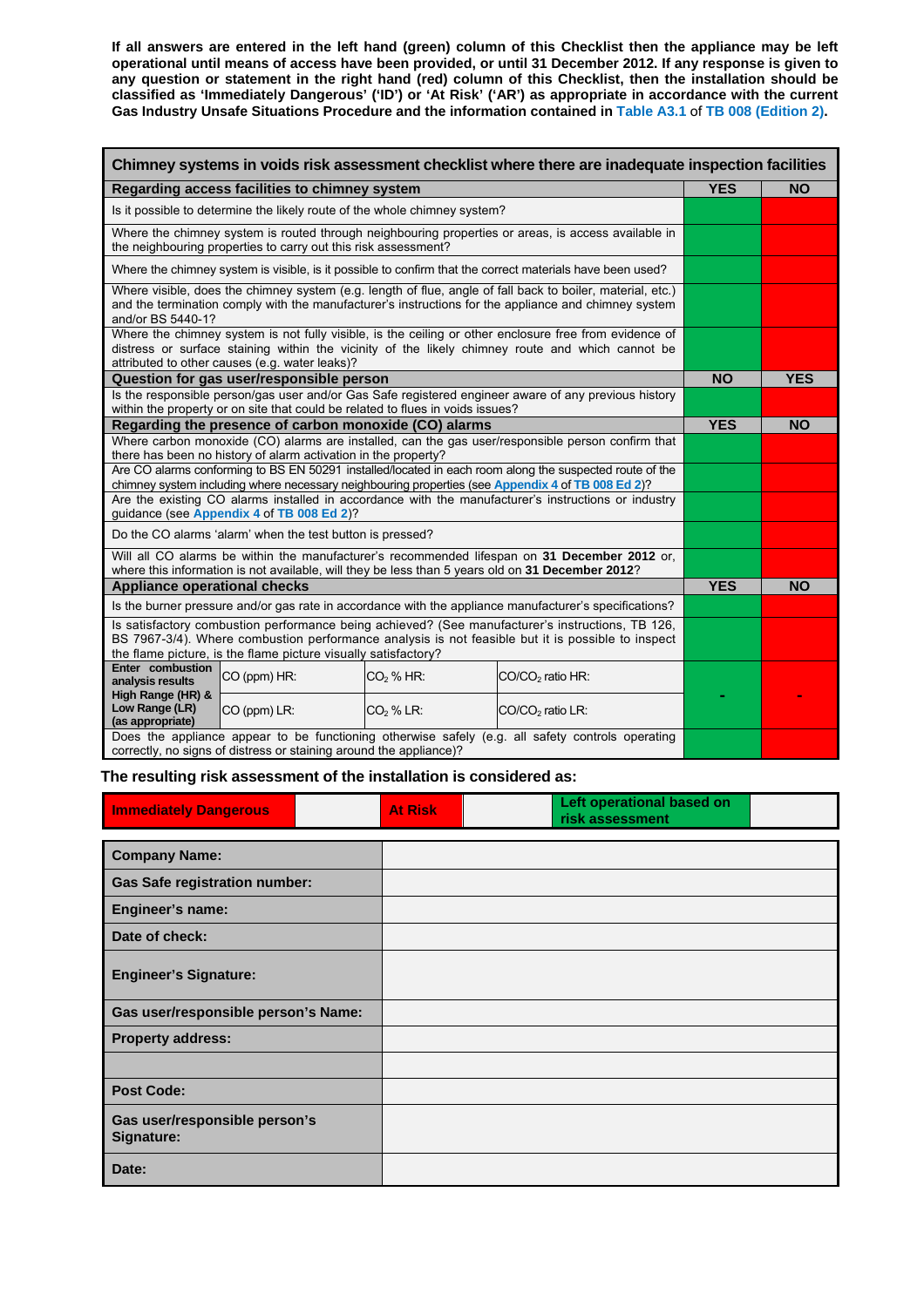**If all answers are entered in the left hand (green) column of this Checklist then the appliance may be left operational until means of access have been provided, or until 31 December 2012. If any response is given to any question or statement in the right hand (red) column of this Checklist, then the installation should be classified as 'Immediately Dangerous' ('ID') or 'At Risk' ('AR') as appropriate in accordance with the current Gas Industry Unsafe Situations Procedure and the information contained in Table A3.1 of TB 008 (Edition 2).**

| **Chimney systems in voids risk assessment checklist where there are inadequate inspection facilities** | | | | | |
|---|---|---|---|---|---|
| **Regarding access facilities to chimney system** | | | | **YES** | **NO** |
| Is it possible to determine the likely route of the whole chimney system? | | | | | |
| Where the chimney system is routed through neighbouring properties or areas, is access available in the neighbouring properties to carry out this risk assessment? | | | | | |
| Where the chimney system is visible, is it possible to confirm that the correct materials have been used? | | | | | |
| Where visible, does the chimney system (e.g. length of flue, angle of fall back to boiler, material, etc.) and the termination comply with the manufacturer's instructions for the appliance and chimney system and/or BS 5440-1? | | | | | |
| Where the chimney system is not fully visible, is the ceiling or other enclosure free from evidence of distress or surface staining within the vicinity of the likely chimney route and which cannot be attributed to other causes (e.g. water leaks)? | | | | | |
| **Question for gas user/responsible person** | | | | **NO** | **YES** |
| Is the responsible person/gas user and/or Gas Safe registered engineer aware of any previous history within the property or on site that could be related to flues in voids issues? | | | | | |
| **Regarding the presence of carbon monoxide (CO) alarms** | | | | **YES** | **NO** |
| Where carbon monoxide (CO) alarms are installed, can the gas user/responsible person confirm that there has been no history of alarm activation in the property? | | | | | |
| Are CO alarms conforming to BS EN 50291 installed/located in each room along the suspected route of the chimney system including where necessary neighbouring properties (see Appendix 4 of TB 008 Ed 2)? | | | | | |
| Are the existing CO alarms installed in accordance with the manufacturer's instructions or industry guidance (see Appendix 4 of TB 008 Ed 2)? | | | | | |
| Do the CO alarms 'alarm' when the test button is pressed? | | | | | |
| Will all CO alarms be within the manufacturer's recommended lifespan on **31 December 2012** or, where this information is not available, will they be less than 5 years old on **31 December 2012**? | | | | | |
| **Appliance operational checks** | | | | **YES** | **NO** |
| Is the burner pressure and/or gas rate in accordance with the appliance manufacturer's specifications? | | | | | |
| Is satisfactory combustion performance being achieved? (See manufacturer's instructions, TB 126, BS 7967-3/4). Where combustion performance analysis is not feasible but it is possible to inspect the flame picture, is the flame picture visually satisfactory? | | | | | |
| **Enter combustion analysis results High Range (HR) & Low Range (LR) (as appropriate)** | CO (ppm) HR: | $CO_2$ % HR: | $CO/CO_2$ ratio HR: | - | - |
| | CO (ppm) LR: | $CO_2$ % LR: | $CO/CO_2$ ratio LR: | | |
| Does the appliance appear to be functioning otherwise safely (e.g. all safety controls operating correctly, no signs of distress or staining around the appliance)? | | | | | |

**The resulting risk assessment of the installation is considered as:**

| **Immediately Dangerous** | | **At Risk** | | **Left operational based on risk assessment** | |
|---|---|---|---|---|---|

| | |
|---|---|
| **Company Name:** | |
| **Gas Safe registration number:** | |
| **Engineer's name:** | |
| **Date of check:** | |
| **Engineer's Signature:** | |
| **Gas user/responsible person's Name:** | |
| **Property address:** | |
| | |
| **Post Code:** | |
| **Gas user/responsible person's Signature:** | |
| **Date:** | |